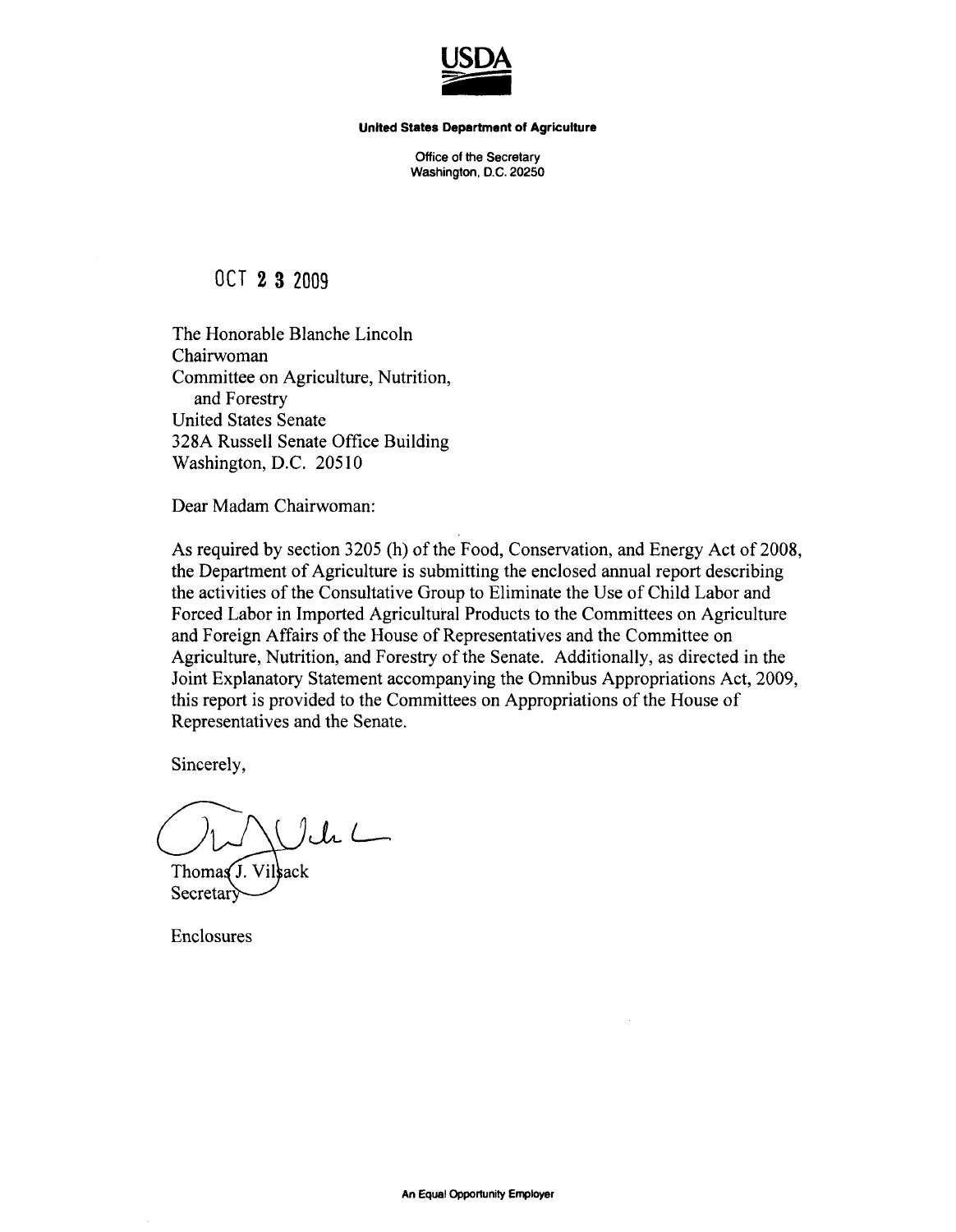**USDA**

**United States Department of Agriculture**

Office of the Secretary
Washington, D.C. 20250

OCT 23 2009

The Honorable Blanche Lincoln
Chairwoman
Committee on Agriculture, Nutrition, and Forestry
United States Senate
328A Russell Senate Office Building
Washington, D.C. 20510

Dear Madam Chairwoman:

As required by section 3205 (h) of the Food, Conservation, and Energy Act of 2008, the Department of Agriculture is submitting the enclosed annual report describing the activities of the Consultative Group to Eliminate the Use of Child Labor and Forced Labor in Imported Agricultural Products to the Committees on Agriculture and Foreign Affairs of the House of Representatives and the Committee on Agriculture, Nutrition, and Forestry of the Senate. Additionally, as directed in the Joint Explanatory Statement accompanying the Omnibus Appropriations Act, 2009, this report is provided to the Committees on Appropriations of the House of Representatives and the Senate.

Sincerely,

Thomas J. Vilsack
Secretary

Enclosures

**An Equal Opportunity Employer**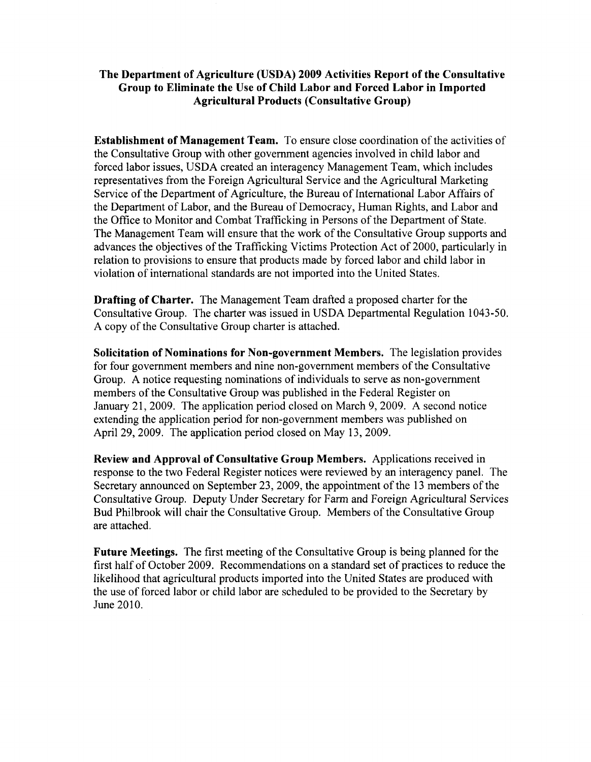## The Department of Agriculture (USDA) 2009 Activities Report of the Consultative Group to Eliminate the Use of Child Labor and Forced Labor in Imported Agricultural Products (Consultative Group)

**Establishment of Management Team.** To ensure close coordination of the activities of the Consultative Group with other government agencies involved in child labor and forced labor issues, USDA created an interagency Management Team, which includes representatives from the Foreign Agricultural Service and the Agricultural Marketing Service of the Department of Agriculture, the Bureau of International Labor Affairs of the Department of Labor, and the Bureau of Democracy, Human Rights, and Labor and the Office to Monitor and Combat Trafficking in Persons of the Department of State. The Management Team will ensure that the work of the Consultative Group supports and advances the objectives of the Trafficking Victims Protection Act of 2000, particularly in relation to provisions to ensure that products made by forced labor and child labor in violation of international standards are not imported into the United States.

**Drafting of Charter.** The Management Team drafted a proposed charter for the Consultative Group. The charter was issued in USDA Departmental Regulation 1043-50. A copy of the Consultative Group charter is attached.

**Solicitation of Nominations for Non-government Members.** The legislation provides for four government members and nine non-government members of the Consultative Group. A notice requesting nominations of individuals to serve as non-government members of the Consultative Group was published in the Federal Register on January 21, 2009. The application period closed on March 9, 2009. A second notice extending the application period for non-government members was published on April 29, 2009. The application period closed on May 13, 2009.

**Review and Approval of Consultative Group Members.** Applications received in response to the two Federal Register notices were reviewed by an interagency panel. The Secretary announced on September 23, 2009, the appointment of the 13 members of the Consultative Group. Deputy Under Secretary for Farm and Foreign Agricultural Services Bud Philbrook will chair the Consultative Group. Members of the Consultative Group are attached.

**Future Meetings.** The first meeting of the Consultative Group is being planned for the first half of October 2009. Recommendations on a standard set of practices to reduce the likelihood that agricultural products imported into the United States are produced with the use of forced labor or child labor are scheduled to be provided to the Secretary by June 2010.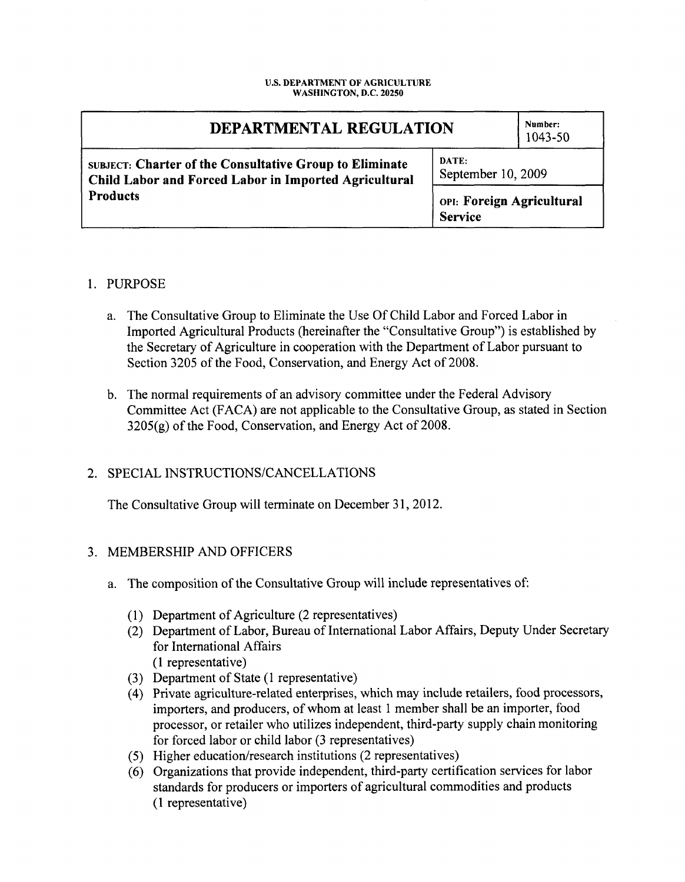U.S. DEPARTMENT OF AGRICULTURE
WASHINGTON, D.C. 20250

| DEPARTMENTAL REGULATION | | Number: 1043-50 |
|---|---|---|
| SUBJECT: **Charter of the Consultative Group to Eliminate Child Labor and Forced Labor in Imported Agricultural Products** | DATE: September 10, 2009 | |
| | OPI: **Foreign Agricultural Service** | |

1. PURPOSE

   a. The Consultative Group to Eliminate the Use Of Child Labor and Forced Labor in Imported Agricultural Products (hereinafter the "Consultative Group") is established by the Secretary of Agriculture in cooperation with the Department of Labor pursuant to Section 3205 of the Food, Conservation, and Energy Act of 2008.

   b. The normal requirements of an advisory committee under the Federal Advisory Committee Act (FACA) are not applicable to the Consultative Group, as stated in Section 3205(g) of the Food, Conservation, and Energy Act of 2008.

2. SPECIAL INSTRUCTIONS/CANCELLATIONS

   The Consultative Group will terminate on December 31, 2012.

3. MEMBERSHIP AND OFFICERS

   a. The composition of the Consultative Group will include representatives of:

      (1) Department of Agriculture (2 representatives)
      (2) Department of Labor, Bureau of International Labor Affairs, Deputy Under Secretary for International Affairs
      (1 representative)
      (3) Department of State (1 representative)
      (4) Private agriculture-related enterprises, which may include retailers, food processors, importers, and producers, of whom at least 1 member shall be an importer, food processor, or retailer who utilizes independent, third-party supply chain monitoring for forced labor or child labor (3 representatives)
      (5) Higher education/research institutions (2 representatives)
      (6) Organizations that provide independent, third-party certification services for labor standards for producers or importers of agricultural commodities and products
      (1 representative)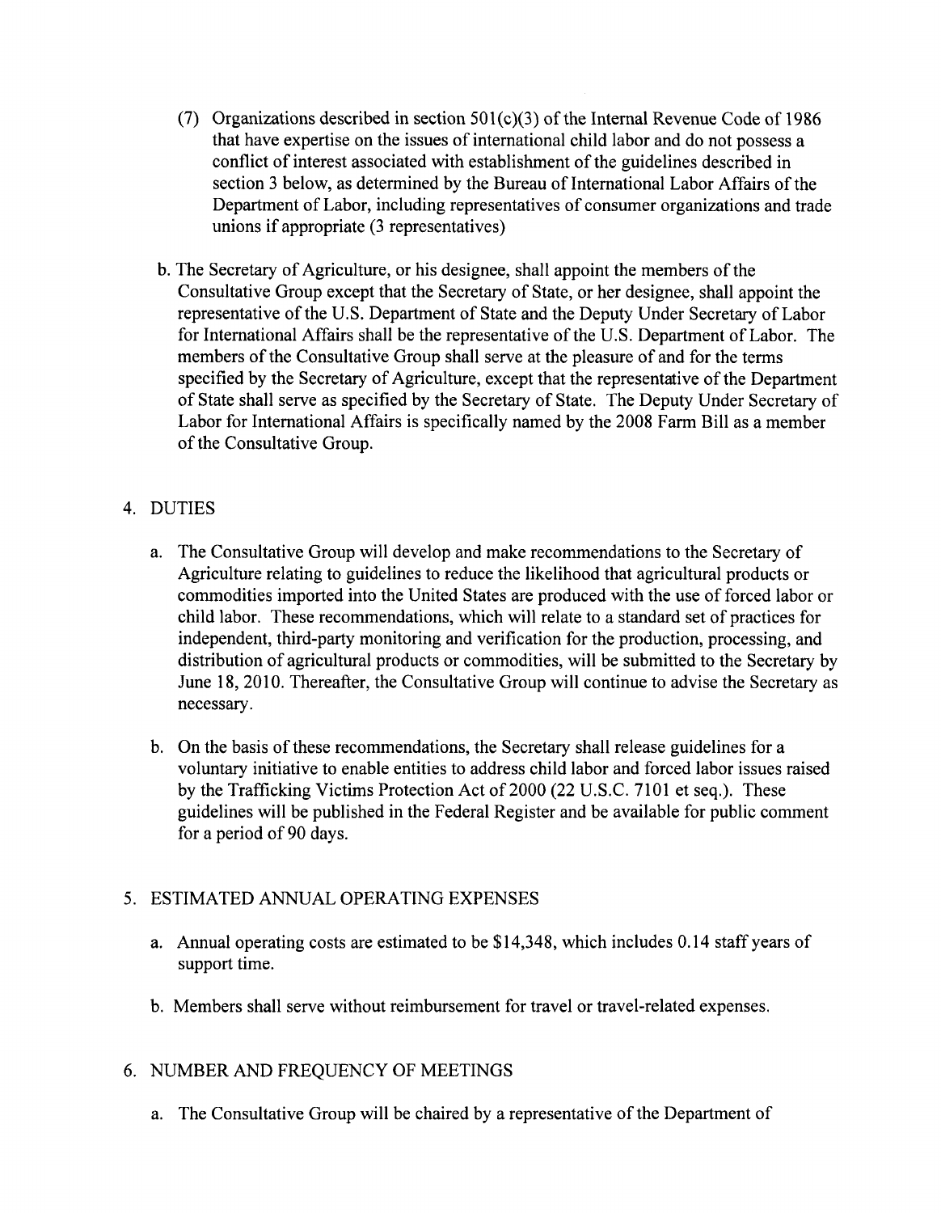(7) Organizations described in section 501(c)(3) of the Internal Revenue Code of 1986 that have expertise on the issues of international child labor and do not possess a conflict of interest associated with establishment of the guidelines described in section 3 below, as determined by the Bureau of International Labor Affairs of the Department of Labor, including representatives of consumer organizations and trade unions if appropriate (3 representatives)

b. The Secretary of Agriculture, or his designee, shall appoint the members of the Consultative Group except that the Secretary of State, or her designee, shall appoint the representative of the U.S. Department of State and the Deputy Under Secretary of Labor for International Affairs shall be the representative of the U.S. Department of Labor. The members of the Consultative Group shall serve at the pleasure of and for the terms specified by the Secretary of Agriculture, except that the representative of the Department of State shall serve as specified by the Secretary of State. The Deputy Under Secretary of Labor for International Affairs is specifically named by the 2008 Farm Bill as a member of the Consultative Group.

## 4. DUTIES

a. The Consultative Group will develop and make recommendations to the Secretary of Agriculture relating to guidelines to reduce the likelihood that agricultural products or commodities imported into the United States are produced with the use of forced labor or child labor. These recommendations, which will relate to a standard set of practices for independent, third-party monitoring and verification for the production, processing, and distribution of agricultural products or commodities, will be submitted to the Secretary by June 18, 2010. Thereafter, the Consultative Group will continue to advise the Secretary as necessary.

b. On the basis of these recommendations, the Secretary shall release guidelines for a voluntary initiative to enable entities to address child labor and forced labor issues raised by the Trafficking Victims Protection Act of 2000 (22 U.S.C. 7101 et seq.). These guidelines will be published in the Federal Register and be available for public comment for a period of 90 days.

## 5. ESTIMATED ANNUAL OPERATING EXPENSES

a. Annual operating costs are estimated to be $14,348, which includes 0.14 staff years of support time.

b. Members shall serve without reimbursement for travel or travel-related expenses.

## 6. NUMBER AND FREQUENCY OF MEETINGS

a. The Consultative Group will be chaired by a representative of the Department of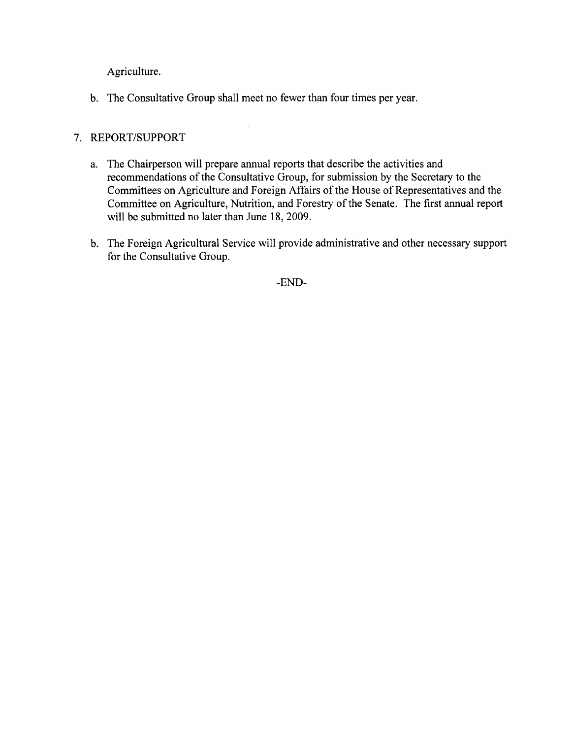Agriculture.

b. The Consultative Group shall meet no fewer than four times per year.

7. REPORT/SUPPORT

a. The Chairperson will prepare annual reports that describe the activities and recommendations of the Consultative Group, for submission by the Secretary to the Committees on Agriculture and Foreign Affairs of the House of Representatives and the Committee on Agriculture, Nutrition, and Forestry of the Senate. The first annual report will be submitted no later than June 18, 2009.

b. The Foreign Agricultural Service will provide administrative and other necessary support for the Consultative Group.

-END-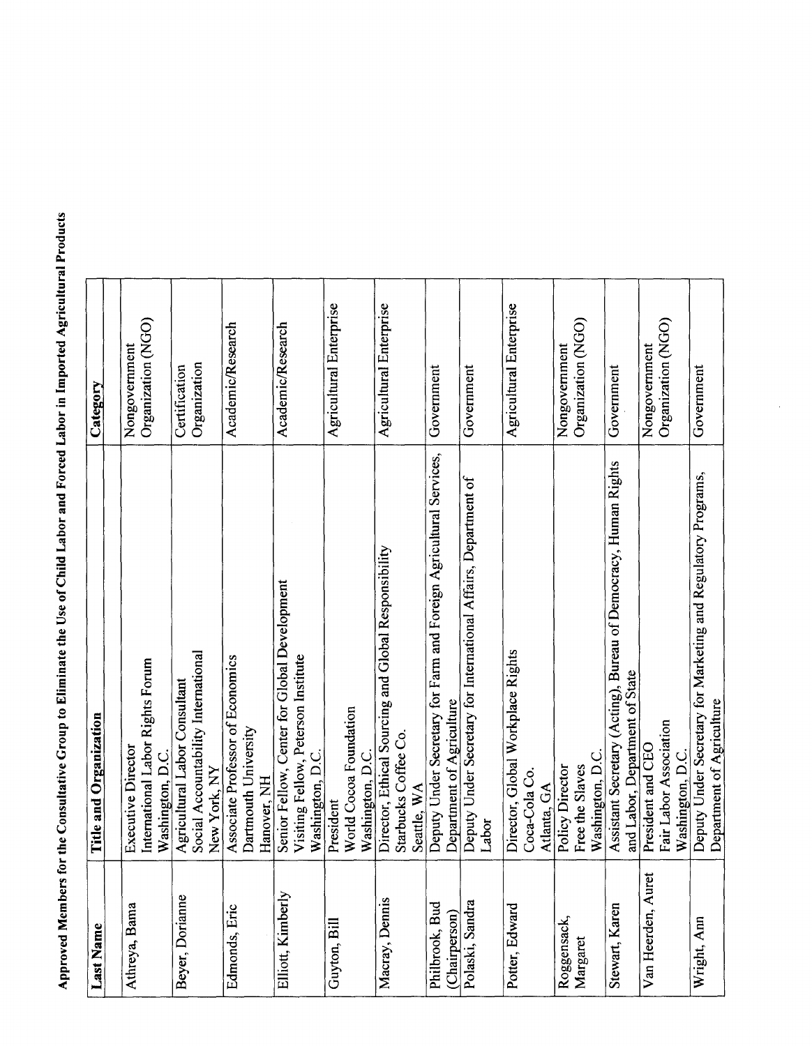## Approved Members for the Consultative Group to Eliminate the Use of Child Labor and Forced Labor in Imported Agricultural Products

| Last Name | Title and Organization | Category |
|---|---|---|
| | | |
| Athreya, Bama | Executive Director<br>International Labor Rights Forum<br>Washington, D.C. | Nongovernment Organization (NGO) |
| Beyer, Dorianne | Agricultural Labor Consultant<br>Social Accountability International<br>New York, NY | Certification Organization |
| Edmonds, Eric | Associate Professor of Economics<br>Dartmouth University<br>Hanover, NH | Academic/Research |
| Elliott, Kimberly | Senior Fellow, Center for Global Development<br>Visiting Fellow, Peterson Institute<br>Washington, D.C. | Academic/Research |
| Guyton, Bill | President<br>World Cocoa Foundation<br>Washington, D.C. | Agricultural Enterprise |
| Macray, Dennis | Director, Ethical Sourcing and Global Responsibility<br>Starbucks Coffee Co.<br>Seattle, WA | Agricultural Enterprise |
| Philbrook, Bud (Chairperson) | Deputy Under Secretary for Farm and Foreign Agricultural Services, Department of Agriculture | Government |
| Polaski, Sandra | Deputy Under Secretary for International Affairs, Department of Labor | Government |
| Potter, Edward | Director, Global Workplace Rights<br>Coca-Cola Co.<br>Atlanta, GA | Agricultural Enterprise |
| Roggensack, Margaret | Policy Director<br>Free the Slaves<br>Washington, D.C. | Nongovernment Organization (NGO) |
| Stewart, Karen | Assistant Secretary (Acting), Bureau of Democracy, Human Rights and Labor, Department of State | Government |
| Van Heerden, Auret | President and CEO<br>Fair Labor Association<br>Washington, D.C. | Nongovernment Organization (NGO) |
| Wright, Ann | Deputy Under Secretary for Marketing and Regulatory Programs, Department of Agriculture | Government |